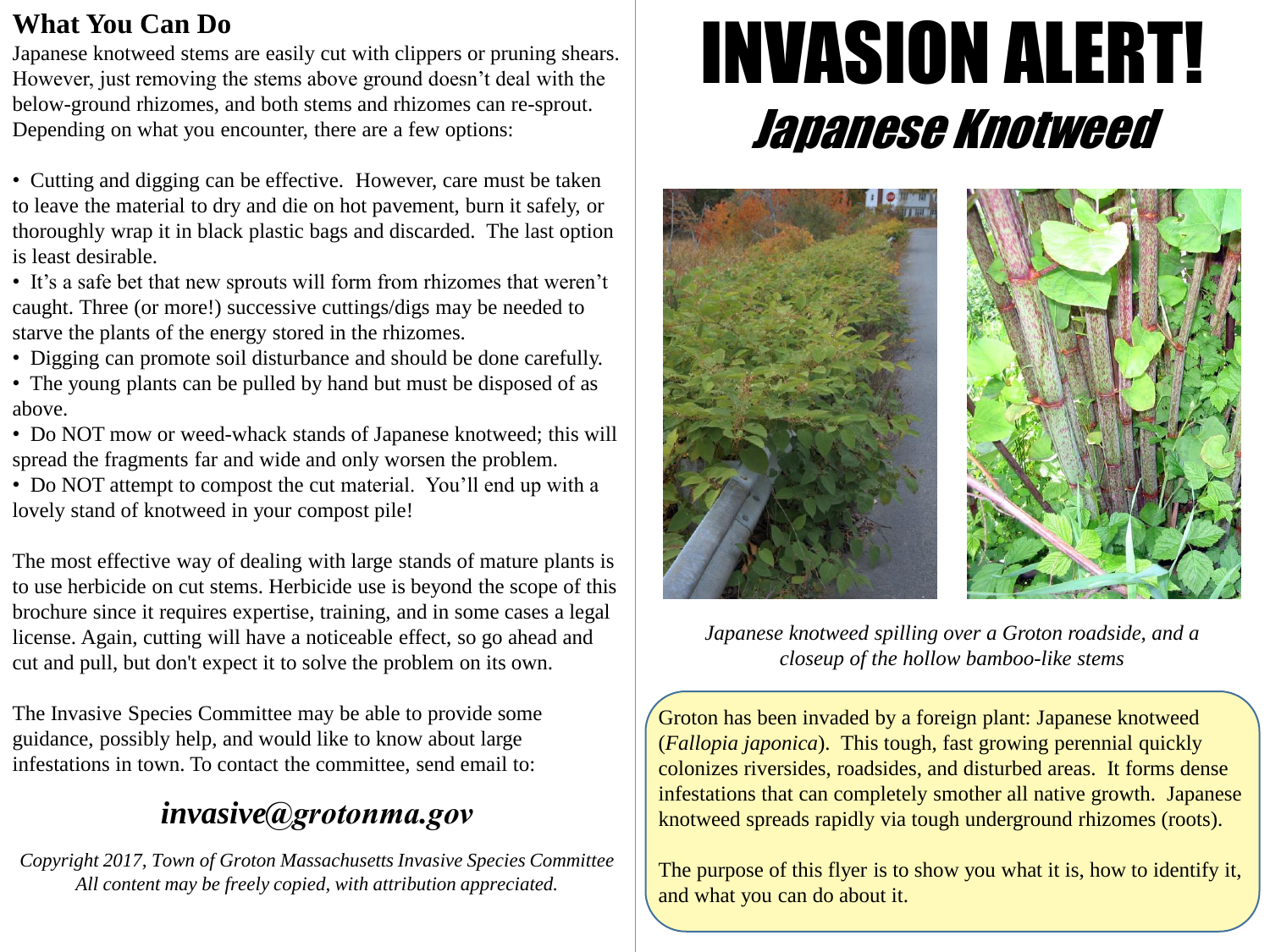## What You Can Do

Japanese knotweed stems are easily cut with clippers or pruning shears. However, just removing the stems above ground doesn't deal with the below-ground rhizomes, and both stems and rhizomes can re-sprout. Depending on what you encounter, there are a few options:

- Cutting and digging can be effective. However, care must be taken to leave the material to dry and die on hot pavement, burn it safely, or thoroughly wrap it in black plastic bags and discarded. The last option is least desirable.
- It's a safe bet that new sprouts will form from rhizomes that weren't caught. Three (or more!) successive cuttings/digs may be needed to starve the plants of the energy stored in the rhizomes.
- Digging can promote soil disturbance and should be done carefully.
- The young plants can be pulled by hand but must be disposed of as above.
- Do NOT mow or weed-whack stands of Japanese knotweed; this will spread the fragments far and wide and only worsen the problem.
- Do NOT attempt to compost the cut material. You'll end up with a lovely stand of knotweed in your compost pile!

The most effective way of dealing with large stands of mature plants is to use herbicide on cut stems. Herbicide use is beyond the scope of this brochure since it requires expertise, training, and in some cases a legal license. Again, cutting will have a noticeable effect, so go ahead and cut and pull, but don't expect it to solve the problem on its own.

The Invasive Species Committee may be able to provide some guidance, possibly help, and would like to know about large infestations in town. To contact the committee, send email to:

***invasive@grotonma.gov***

*Copyright 2017, Town of Groton Massachusetts Invasive Species Committee*
*All content may be freely copied, with attribution appreciated.*

# INVASION ALERT!

## *Japanese Knotweed*

*Japanese knotweed spilling over a Groton roadside, and a closeup of the hollow bamboo-like stems*

Groton has been invaded by a foreign plant: Japanese knotweed (*Fallopia japonica*). This tough, fast growing perennial quickly colonizes riversides, roadsides, and disturbed areas. It forms dense infestations that can completely smother all native growth. Japanese knotweed spreads rapidly via tough underground rhizomes (roots).

The purpose of this flyer is to show you what it is, how to identify it, and what you can do about it.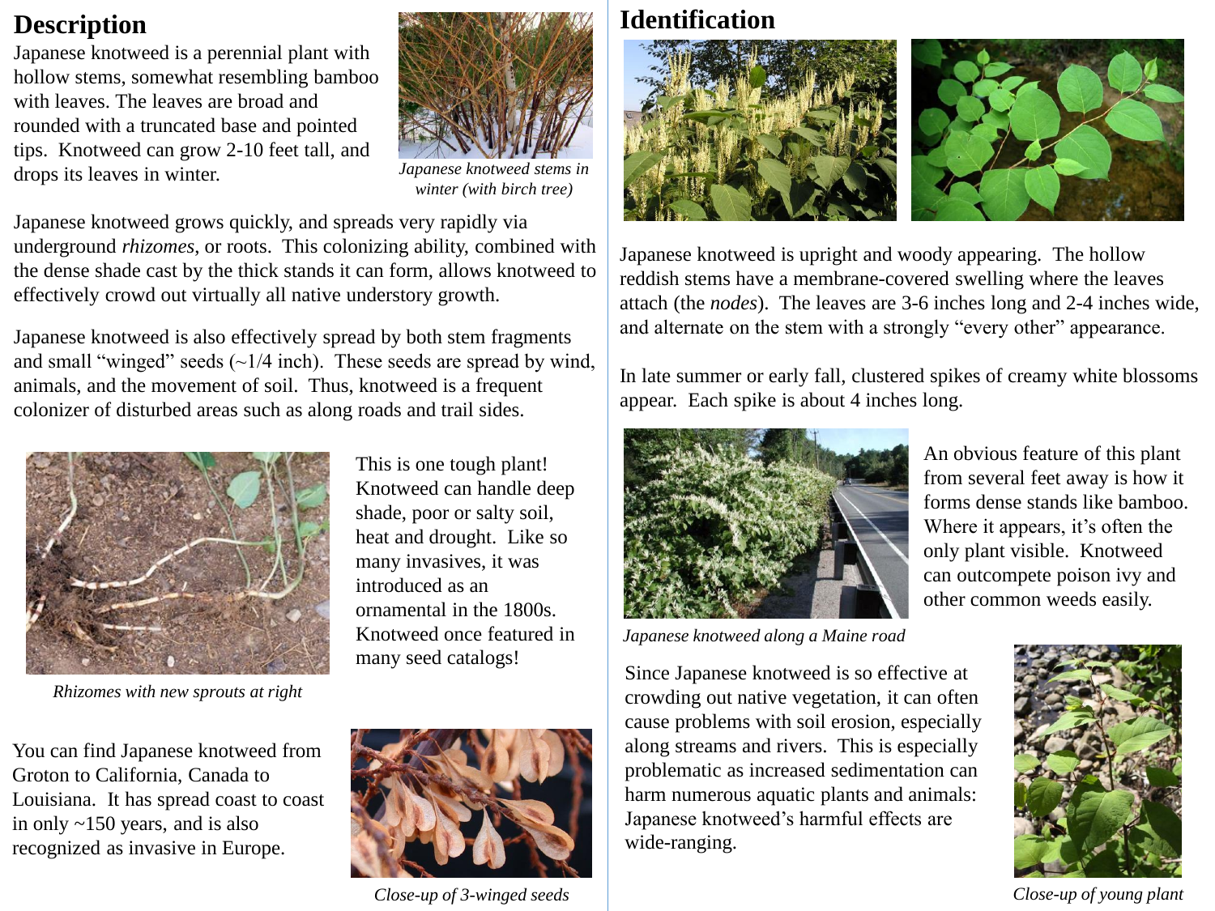## Description

Japanese knotweed is a perennial plant with hollow stems, somewhat resembling bamboo with leaves. The leaves are broad and rounded with a truncated base and pointed tips. Knotweed can grow 2-10 feet tall, and drops its leaves in winter.

*Japanese knotweed stems in winter (with birch tree)*

Japanese knotweed grows quickly, and spreads very rapidly via underground *rhizomes*, or roots. This colonizing ability, combined with the dense shade cast by the thick stands it can form, allows knotweed to effectively crowd out virtually all native understory growth.

Japanese knotweed is also effectively spread by both stem fragments and small "winged" seeds (~1/4 inch). These seeds are spread by wind, animals, and the movement of soil. Thus, knotweed is a frequent colonizer of disturbed areas such as along roads and trail sides.

*Rhizomes with new sprouts at right*

This is one tough plant! Knotweed can handle deep shade, poor or salty soil, heat and drought. Like so many invasives, it was introduced as an ornamental in the 1800s. Knotweed once featured in many seed catalogs!

You can find Japanese knotweed from Groton to California, Canada to Louisiana. It has spread coast to coast in only ~150 years, and is also recognized as invasive in Europe.

*Close-up of 3-winged seeds*

## Identification

Japanese knotweed is upright and woody appearing. The hollow reddish stems have a membrane-covered swelling where the leaves attach (the *nodes*). The leaves are 3-6 inches long and 2-4 inches wide, and alternate on the stem with a strongly "every other" appearance.

In late summer or early fall, clustered spikes of creamy white blossoms appear. Each spike is about 4 inches long.

*Japanese knotweed along a Maine road*

An obvious feature of this plant from several feet away is how it forms dense stands like bamboo. Where it appears, it's often the only plant visible. Knotweed can outcompete poison ivy and other common weeds easily.

Since Japanese knotweed is so effective at crowding out native vegetation, it can often cause problems with soil erosion, especially along streams and rivers. This is especially problematic as increased sedimentation can harm numerous aquatic plants and animals: Japanese knotweed's harmful effects are wide-ranging.

*Close-up of young plant*